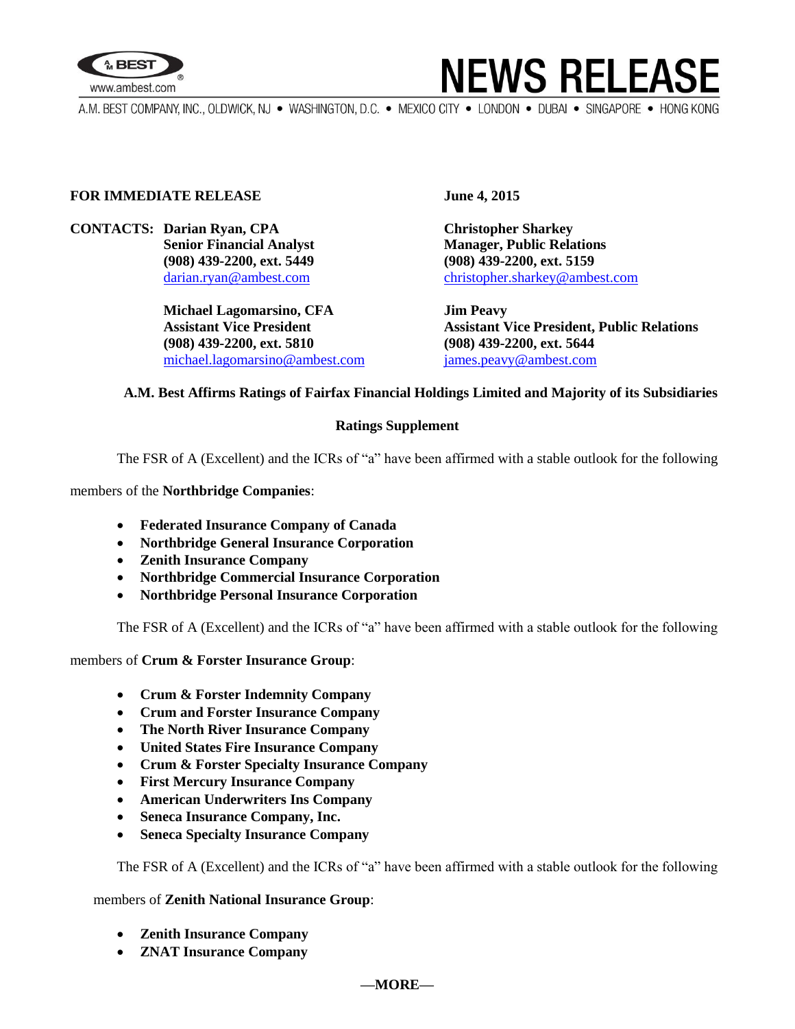**NEWS RELEASE**

A.M. BEST COMPANY, INC., OLDWICK, NJ • WASHINGTON, D.C. • MEXICO CITY • LONDON • DUBAI • SINGAPORE • HONG KONG

**FOR IMMEDIATE RELEASE** **June 4, 2015**

**CONTACTS:**

**Darian Ryan, CPA**
**Senior Financial Analyst**
**(908) 439-2200, ext. 5449**
darian.ryan@ambest.com

**Christopher Sharkey**
**Manager, Public Relations**
**(908) 439-2200, ext. 5159**
christopher.sharkey@ambest.com

**Michael Lagomarsino, CFA**
**Assistant Vice President**
**(908) 439-2200, ext. 5810**
michael.lagomarsino@ambest.com

**Jim Peavy**
**Assistant Vice President, Public Relations**
**(908) 439-2200, ext. 5644**
james.peavy@ambest.com

## A.M. Best Affirms Ratings of Fairfax Financial Holdings Limited and Majority of its Subsidiaries

### Ratings Supplement

The FSR of A (Excellent) and the ICRs of "a" have been affirmed with a stable outlook for the following members of the **Northbridge Companies**:

- **Federated Insurance Company of Canada**
- **Northbridge General Insurance Corporation**
- **Zenith Insurance Company**
- **Northbridge Commercial Insurance Corporation**
- **Northbridge Personal Insurance Corporation**

The FSR of A (Excellent) and the ICRs of "a" have been affirmed with a stable outlook for the following members of **Crum & Forster Insurance Group**:

- **Crum & Forster Indemnity Company**
- **Crum and Forster Insurance Company**
- **The North River Insurance Company**
- **United States Fire Insurance Company**
- **Crum & Forster Specialty Insurance Company**
- **First Mercury Insurance Company**
- **American Underwriters Ins Company**
- **Seneca Insurance Company, Inc.**
- **Seneca Specialty Insurance Company**

The FSR of A (Excellent) and the ICRs of "a" have been affirmed with a stable outlook for the following members of **Zenith National Insurance Group**:

- **Zenith Insurance Company**
- **ZNAT Insurance Company**

**—MORE—**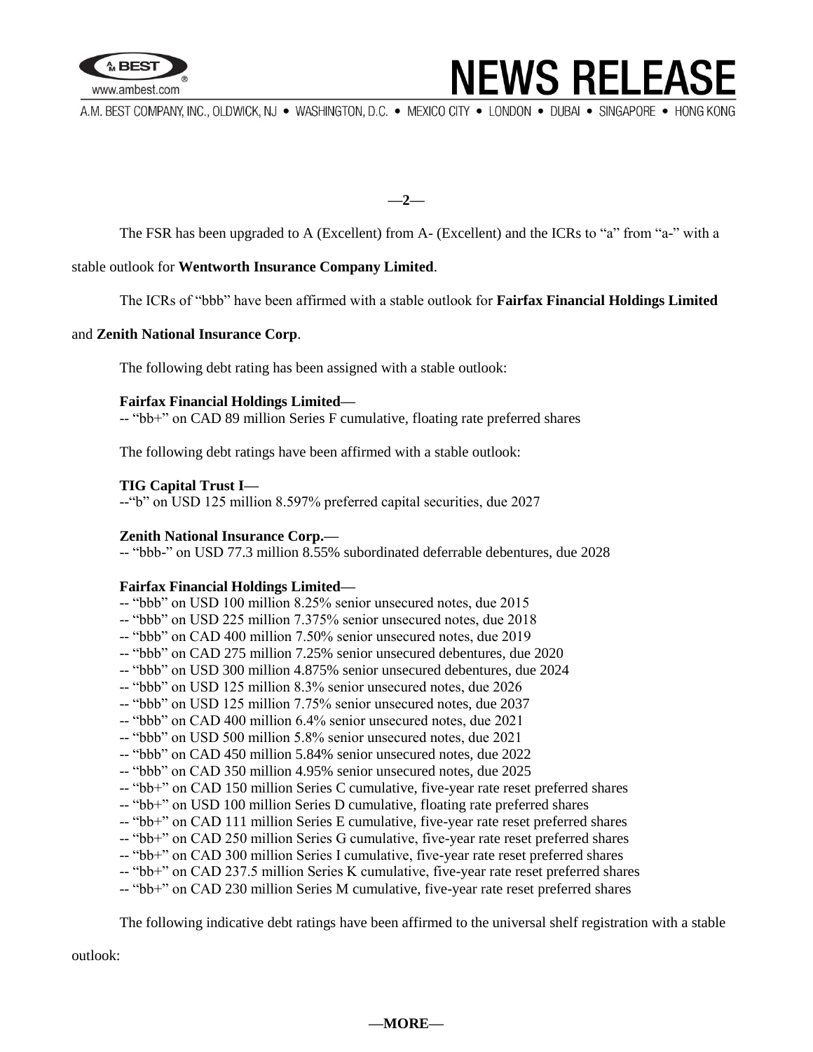The FSR has been upgraded to A (Excellent) from A- (Excellent) and the ICRs to "a" from "a-" with a stable outlook for **Wentworth Insurance Company Limited**.

The ICRs of "bbb" have been affirmed with a stable outlook for **Fairfax Financial Holdings Limited** and **Zenith National Insurance Corp**.

The following debt rating has been assigned with a stable outlook:

**Fairfax Financial Holdings Limited—**
-- "bb+" on CAD 89 million Series F cumulative, floating rate preferred shares

The following debt ratings have been affirmed with a stable outlook:

**TIG Capital Trust I—**
--"b" on USD 125 million 8.597% preferred capital securities, due 2027

**Zenith National Insurance Corp.—**
-- "bbb-" on USD 77.3 million 8.55% subordinated deferrable debentures, due 2028

**Fairfax Financial Holdings Limited—**
-- "bbb" on USD 100 million 8.25% senior unsecured notes, due 2015
-- "bbb" on USD 225 million 7.375% senior unsecured notes, due 2018
-- "bbb" on CAD 400 million 7.50% senior unsecured notes, due 2019
-- "bbb" on CAD 275 million 7.25% senior unsecured debentures, due 2020
-- "bbb" on USD 300 million 4.875% senior unsecured debentures, due 2024
-- "bbb" on USD 125 million 8.3% senior unsecured notes, due 2026
-- "bbb" on USD 125 million 7.75% senior unsecured notes, due 2037
-- "bbb" on CAD 400 million 6.4% senior unsecured notes, due 2021
-- "bbb" on USD 500 million 5.8% senior unsecured notes, due 2021
-- "bbb" on CAD 450 million 5.84% senior unsecured notes, due 2022
-- "bbb" on CAD 350 million 4.95% senior unsecured notes, due 2025
-- "bb+" on CAD 150 million Series C cumulative, five-year rate reset preferred shares
-- "bb+" on USD 100 million Series D cumulative, floating rate preferred shares
-- "bb+" on CAD 111 million Series E cumulative, five-year rate reset preferred shares
-- "bb+" on CAD 250 million Series G cumulative, five-year rate reset preferred shares
-- "bb+" on CAD 300 million Series I cumulative, five-year rate reset preferred shares
-- "bb+" on CAD 237.5 million Series K cumulative, five-year rate reset preferred shares
-- "bb+" on CAD 230 million Series M cumulative, five-year rate reset preferred shares

The following indicative debt ratings have been affirmed to the universal shelf registration with a stable outlook:

—MORE—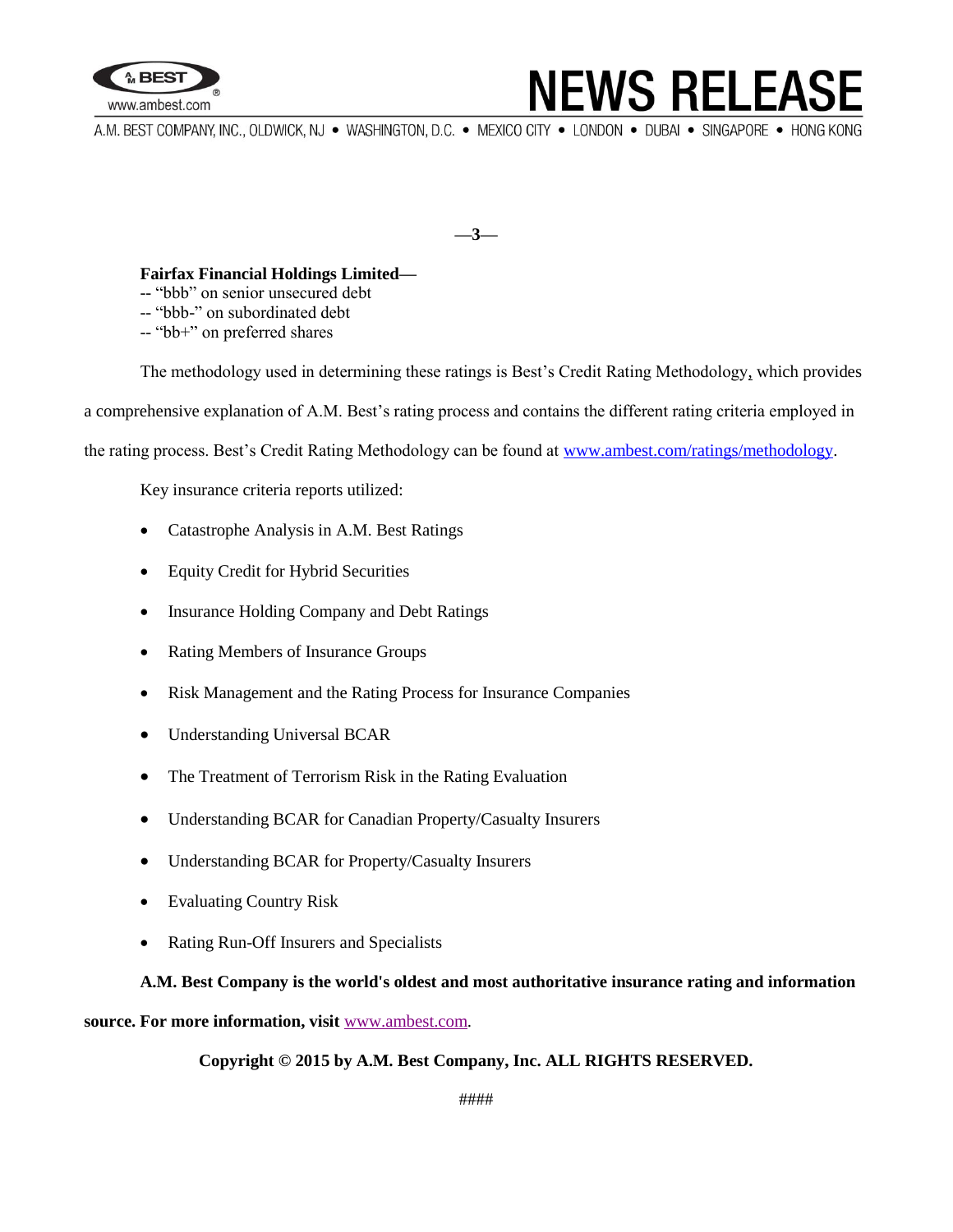**Fairfax Financial Holdings Limited—**
-- "bbb" on senior unsecured debt
-- "bbb-" on subordinated debt
-- "bb+" on preferred shares

The methodology used in determining these ratings is Best's Credit Rating Methodology, which provides a comprehensive explanation of A.M. Best's rating process and contains the different rating criteria employed in the rating process. Best's Credit Rating Methodology can be found at www.ambest.com/ratings/methodology.

Key insurance criteria reports utilized:

- Catastrophe Analysis in A.M. Best Ratings
- Equity Credit for Hybrid Securities
- Insurance Holding Company and Debt Ratings
- Rating Members of Insurance Groups
- Risk Management and the Rating Process for Insurance Companies
- Understanding Universal BCAR
- The Treatment of Terrorism Risk in the Rating Evaluation
- Understanding BCAR for Canadian Property/Casualty Insurers
- Understanding BCAR for Property/Casualty Insurers
- Evaluating Country Risk
- Rating Run-Off Insurers and Specialists

**A.M. Best Company is the world's oldest and most authoritative insurance rating and information source. For more information, visit** www.ambest.com.

**Copyright © 2015 by A.M. Best Company, Inc. ALL RIGHTS RESERVED.**

####